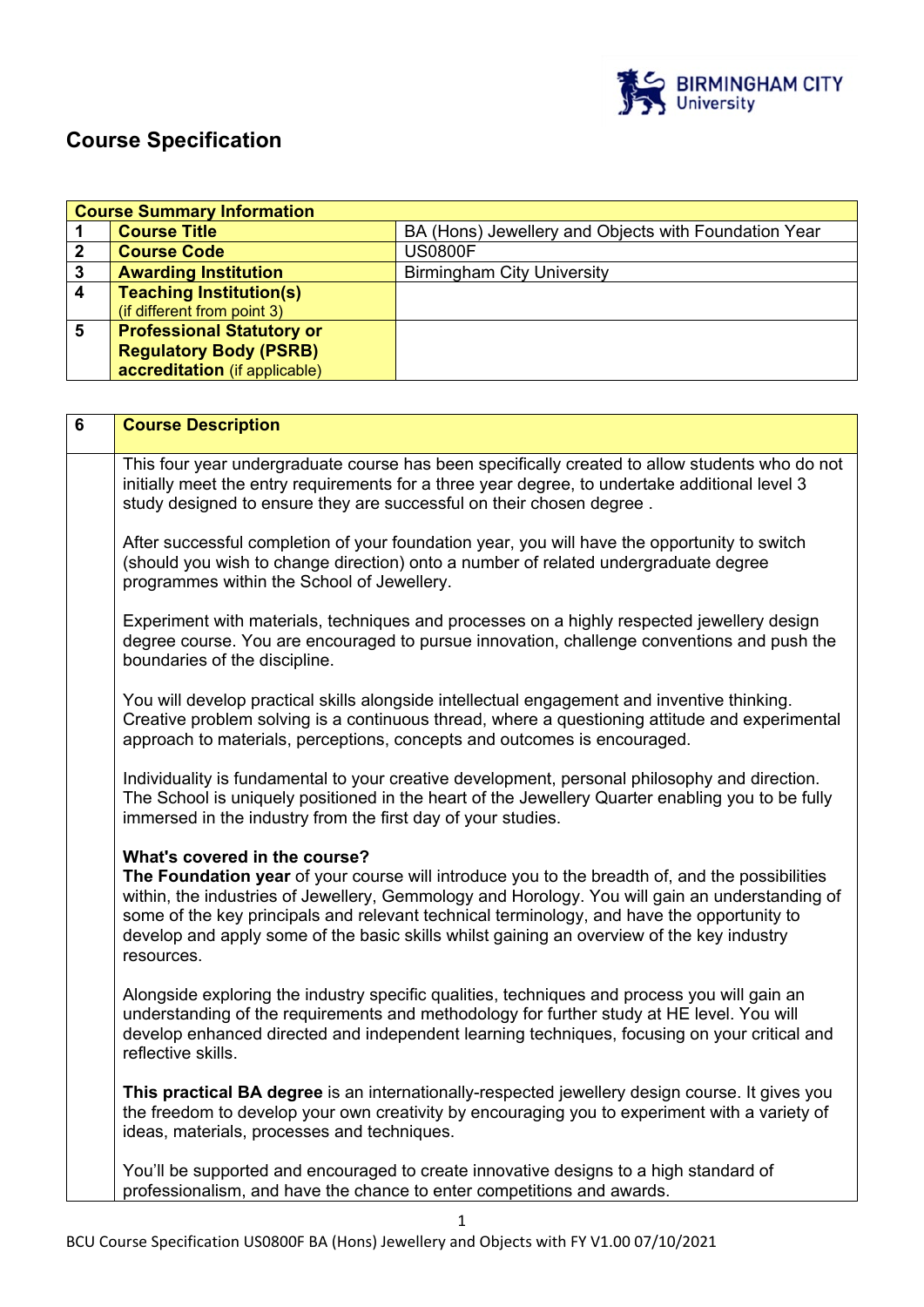# Course Specification

| Course Summary Information | | |
|---|---|---|
| 1 | **Course Title** | BA (Hons) Jewellery and Objects with Foundation Year |
| 2 | **Course Code** | US0800F |
| 3 | **Awarding Institution** | Birmingham City University |
| 4 | **Teaching Institution(s)** (if different from point 3) | |
| 5 | **Professional Statutory or Regulatory Body (PSRB) accreditation** (if applicable) | |

| 6 | Course Description |
|---|---|
| | This four year undergraduate course has been specifically created to allow students who do not initially meet the entry requirements for a three year degree, to undertake additional level 3 study designed to ensure they are successful on their chosen degree .<br><br>After successful completion of your foundation year, you will have the opportunity to switch (should you wish to change direction) onto a number of related undergraduate degree programmes within the School of Jewellery.<br><br>Experiment with materials, techniques and processes on a highly respected jewellery design degree course. You are encouraged to pursue innovation, challenge conventions and push the boundaries of the discipline.<br><br>You will develop practical skills alongside intellectual engagement and inventive thinking. Creative problem solving is a continuous thread, where a questioning attitude and experimental approach to materials, perceptions, concepts and outcomes is encouraged.<br><br>Individuality is fundamental to your creative development, personal philosophy and direction. The School is uniquely positioned in the heart of the Jewellery Quarter enabling you to be fully immersed in the industry from the first day of your studies.<br><br>**What's covered in the course?**<br>**The Foundation year** of your course will introduce you to the breadth of, and the possibilities within, the industries of Jewellery, Gemmology and Horology. You will gain an understanding of some of the key principals and relevant technical terminology, and have the opportunity to develop and apply some of the basic skills whilst gaining an overview of the key industry resources.<br><br>Alongside exploring the industry specific qualities, techniques and process you will gain an understanding of the requirements and methodology for further study at HE level. You will develop enhanced directed and independent learning techniques, focusing on your critical and reflective skills.<br><br>**This practical BA degree** is an internationally-respected jewellery design course. It gives you the freedom to develop your own creativity by encouraging you to experiment with a variety of ideas, materials, processes and techniques.<br><br>You'll be supported and encouraged to create innovative designs to a high standard of professionalism, and have the chance to enter competitions and awards. |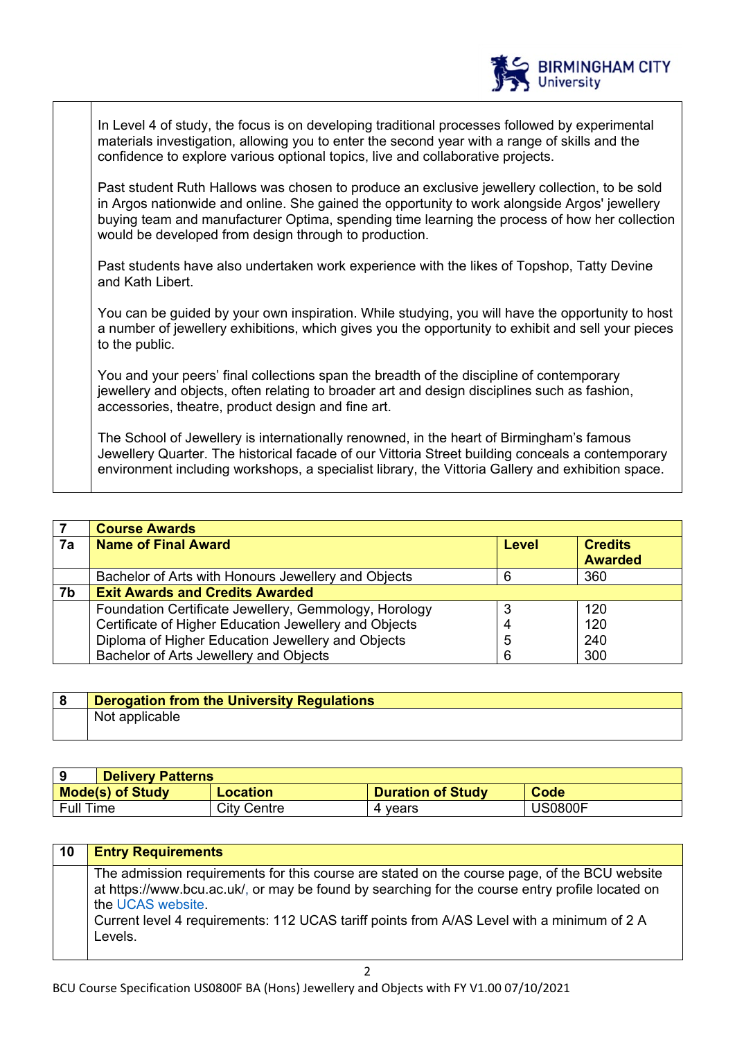In Level 4 of study, the focus is on developing traditional processes followed by experimental materials investigation, allowing you to enter the second year with a range of skills and the confidence to explore various optional topics, live and collaborative projects.

Past student Ruth Hallows was chosen to produce an exclusive jewellery collection, to be sold in Argos nationwide and online. She gained the opportunity to work alongside Argos' jewellery buying team and manufacturer Optima, spending time learning the process of how her collection would be developed from design through to production.

Past students have also undertaken work experience with the likes of Topshop, Tatty Devine and Kath Libert.

You can be guided by your own inspiration. While studying, you will have the opportunity to host a number of jewellery exhibitions, which gives you the opportunity to exhibit and sell your pieces to the public.

You and your peers' final collections span the breadth of the discipline of contemporary jewellery and objects, often relating to broader art and design disciplines such as fashion, accessories, theatre, product design and fine art.

The School of Jewellery is internationally renowned, in the heart of Birmingham's famous Jewellery Quarter. The historical facade of our Vittoria Street building conceals a contemporary environment including workshops, a specialist library, the Vittoria Gallery and exhibition space.

| 7 | **Course Awards** | | |
|---|---|---|---|
| **7a** | **Name of Final Award** | **Level** | **Credits Awarded** |
| | Bachelor of Arts with Honours Jewellery and Objects | 6 | 360 |
| **7b** | **Exit Awards and Credits Awarded** | | |
| | Foundation Certificate Jewellery, Gemmology, Horology | 3 | 120 |
| | Certificate of Higher Education Jewellery and Objects | 4 | 120 |
| | Diploma of Higher Education Jewellery and Objects | 5 | 240 |
| | Bachelor of Arts Jewellery and Objects | 6 | 300 |

| 8 | **Derogation from the University Regulations** |
|---|---|
| | Not applicable |

| 9 **Delivery Patterns** | | | |
|---|---|---|---|
| **Mode(s) of Study** | **Location** | **Duration of Study** | **Code** |
| Full Time | City Centre | 4 years | US0800F |

| 10 | **Entry Requirements** |
|---|---|
| | The admission requirements for this course are stated on the course page, of the BCU website at https://www.bcu.ac.uk/, or may be found by searching for the course entry profile located on the UCAS website.<br>Current level 4 requirements: 112 UCAS tariff points from A/AS Level with a minimum of 2 A Levels. |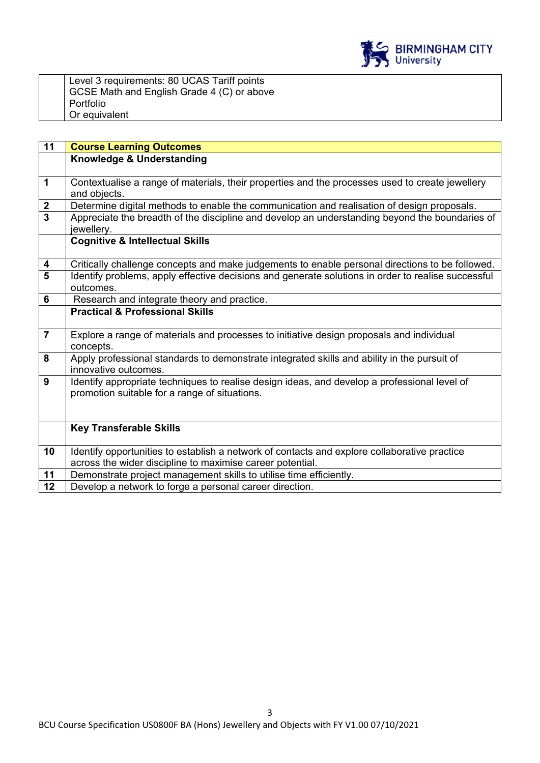| | |
|---|---|
| | Level 3 requirements: 80 UCAS Tariff points<br>GCSE Math and English Grade 4 (C) or above<br>Portfolio<br>Or equivalent |

| 11 | **Course Learning Outcomes** |
|---|---|
| | **Knowledge & Understanding** |
| 1 | Contextualise a range of materials, their properties and the processes used to create jewellery and objects. |
| 2 | Determine digital methods to enable the communication and realisation of design proposals. |
| 3 | Appreciate the breadth of the discipline and develop an understanding beyond the boundaries of jewellery. |
| | **Cognitive & Intellectual Skills** |
| 4 | Critically challenge concepts and make judgements to enable personal directions to be followed. |
| 5 | Identify problems, apply effective decisions and generate solutions in order to realise successful outcomes. |
| 6 | Research and integrate theory and practice. |
| | **Practical & Professional Skills** |
| 7 | Explore a range of materials and processes to initiative design proposals and individual concepts. |
| 8 | Apply professional standards to demonstrate integrated skills and ability in the pursuit of innovative outcomes. |
| 9 | Identify appropriate techniques to realise design ideas, and develop a professional level of promotion suitable for a range of situations. |
| | **Key Transferable Skills** |
| 10 | Identify opportunities to establish a network of contacts and explore collaborative practice across the wider discipline to maximise career potential. |
| 11 | Demonstrate project management skills to utilise time efficiently. |
| 12 | Develop a network to forge a personal career direction. |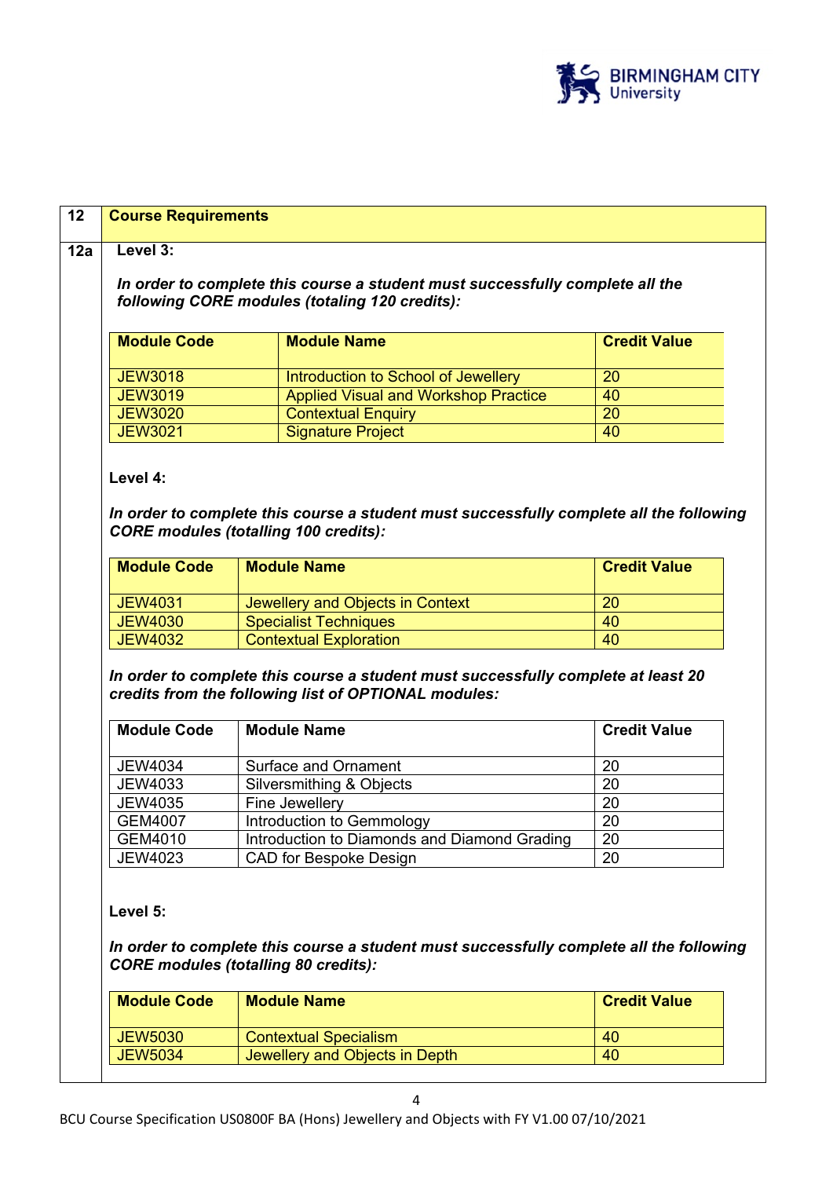## 12 Course Requirements

### 12a

**Level 3:**

***In order to complete this course a student must successfully complete all the following CORE modules (totaling 120 credits):***

| Module Code | Module Name | Credit Value |
|---|---|---|
| JEW3018 | Introduction to School of Jewellery | 20 |
| JEW3019 | Applied Visual and Workshop Practice | 40 |
| JEW3020 | Contextual Enquiry | 20 |
| JEW3021 | Signature Project | 40 |

**Level 4:**

***In order to complete this course a student must successfully complete all the following CORE modules (totalling 100 credits):***

| Module Code | Module Name | Credit Value |
|---|---|---|
| JEW4031 | Jewellery and Objects in Context | 20 |
| JEW4030 | Specialist Techniques | 40 |
| JEW4032 | Contextual Exploration | 40 |

***In order to complete this course a student must successfully complete at least 20 credits from the following list of OPTIONAL modules:***

| Module Code | Module Name | Credit Value |
|---|---|---|
| JEW4034 | Surface and Ornament | 20 |
| JEW4033 | Silversmithing & Objects | 20 |
| JEW4035 | Fine Jewellery | 20 |
| GEM4007 | Introduction to Gemmology | 20 |
| GEM4010 | Introduction to Diamonds and Diamond Grading | 20 |
| JEW4023 | CAD for Bespoke Design | 20 |

**Level 5:**

***In order to complete this course a student must successfully complete all the following CORE modules (totalling 80 credits):***

| Module Code | Module Name | Credit Value |
|---|---|---|
| JEW5030 | Contextual Specialism | 40 |
| JEW5034 | Jewellery and Objects in Depth | 40 |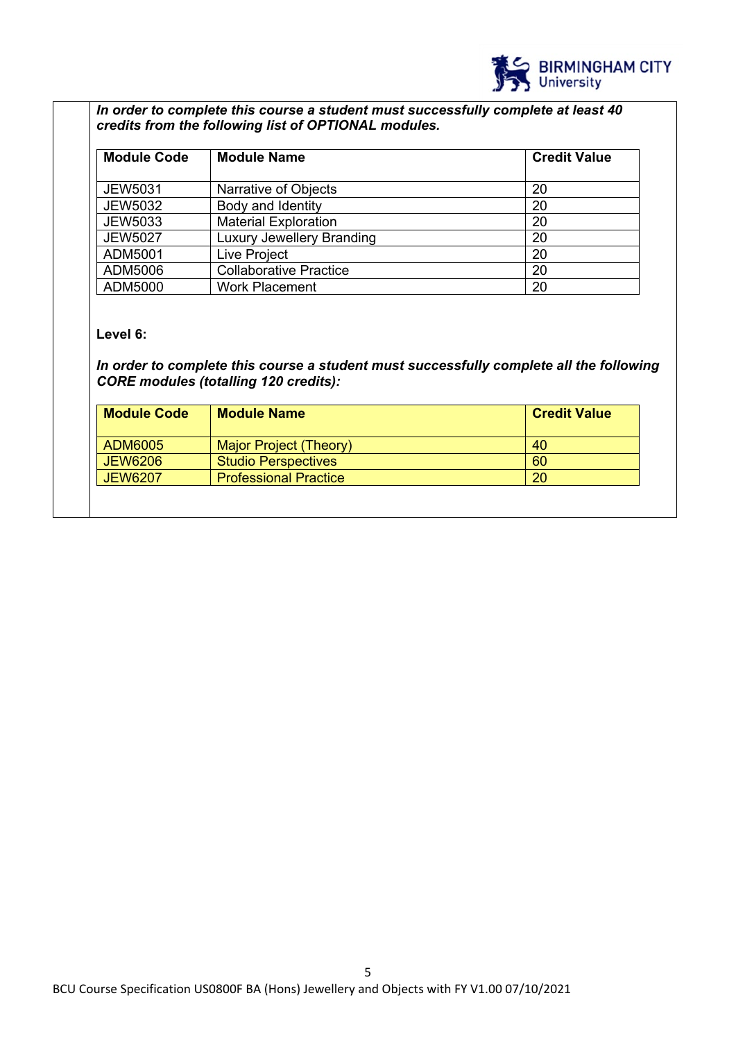***In order to complete this course a student must successfully complete at least 40 credits from the following list of OPTIONAL modules.***

| Module Code | Module Name | Credit Value |
|---|---|---|
| JEW5031 | Narrative of Objects | 20 |
| JEW5032 | Body and Identity | 20 |
| JEW5033 | Material Exploration | 20 |
| JEW5027 | Luxury Jewellery Branding | 20 |
| ADM5001 | Live Project | 20 |
| ADM5006 | Collaborative Practice | 20 |
| ADM5000 | Work Placement | 20 |

**Level 6:**

***In order to complete this course a student must successfully complete all the following CORE modules (totalling 120 credits):***

| Module Code | Module Name | Credit Value |
|---|---|---|
| ADM6005 | Major Project (Theory) | 40 |
| JEW6206 | Studio Perspectives | 60 |
| JEW6207 | Professional Practice | 20 |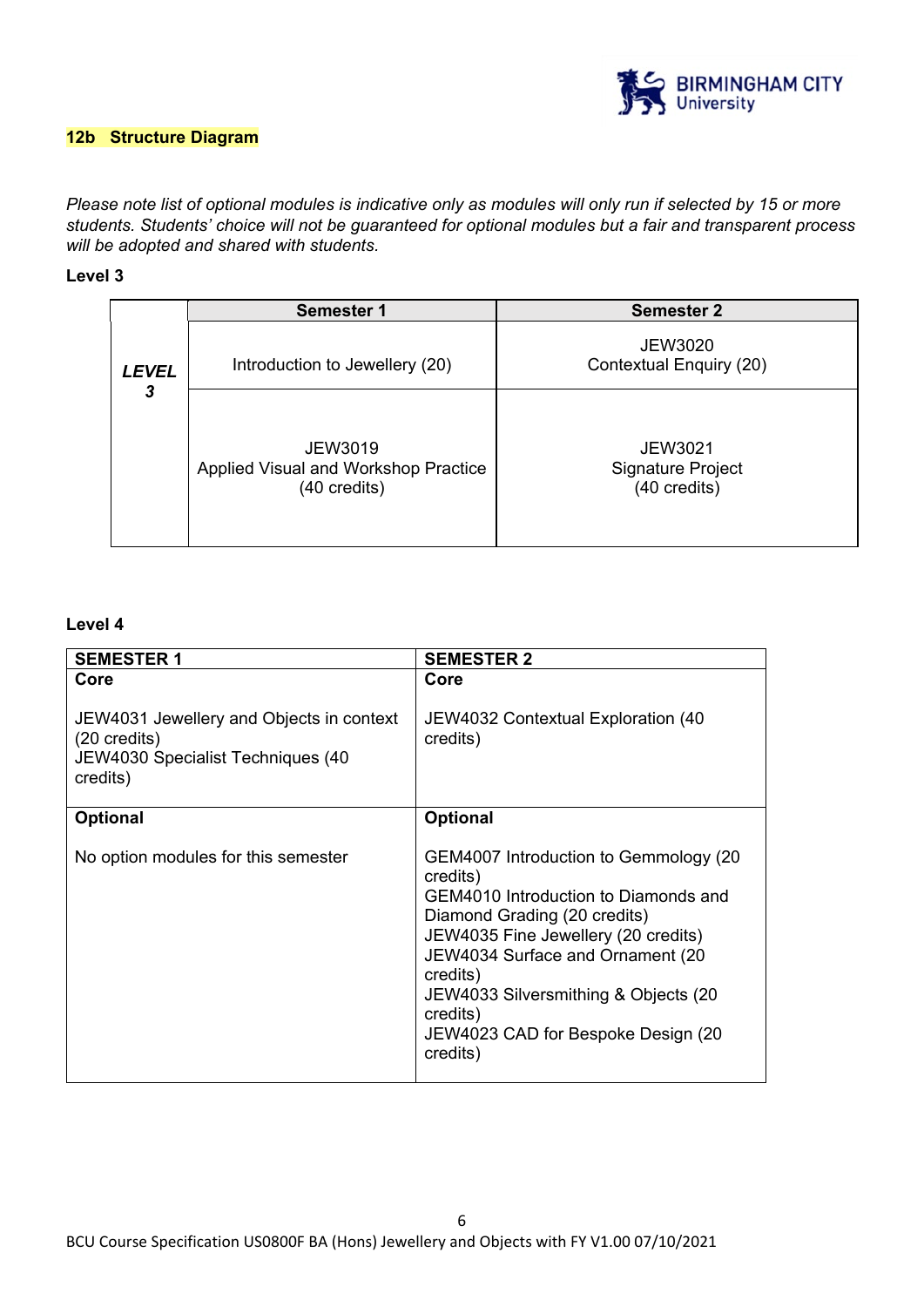## 12b Structure Diagram

*Please note list of optional modules is indicative only as modules will only run if selected by 15 or more students. Students' choice will not be guaranteed for optional modules but a fair and transparent process will be adopted and shared with students.*

**Level 3**

| | Semester 1 | Semester 2 |
|---|---|---|
| ***LEVEL 3*** | Introduction to Jewellery (20) | JEW3020<br>Contextual Enquiry (20) |
| | JEW3019<br>Applied Visual and Workshop Practice<br>(40 credits) | JEW3021<br>Signature Project<br>(40 credits) |

**Level 4**

| **SEMESTER 1** | **SEMESTER 2** |
|---|---|
| **Core**<br><br>JEW4031 Jewellery and Objects in context (20 credits)<br>JEW4030 Specialist Techniques (40 credits) | **Core**<br><br>JEW4032 Contextual Exploration (40 credits) |
| **Optional**<br><br>No option modules for this semester | **Optional**<br><br>GEM4007 Introduction to Gemmology (20 credits)<br>GEM4010 Introduction to Diamonds and Diamond Grading (20 credits)<br>JEW4035 Fine Jewellery (20 credits)<br>JEW4034 Surface and Ornament (20 credits)<br>JEW4033 Silversmithing & Objects (20 credits)<br>JEW4023 CAD for Bespoke Design (20 credits) |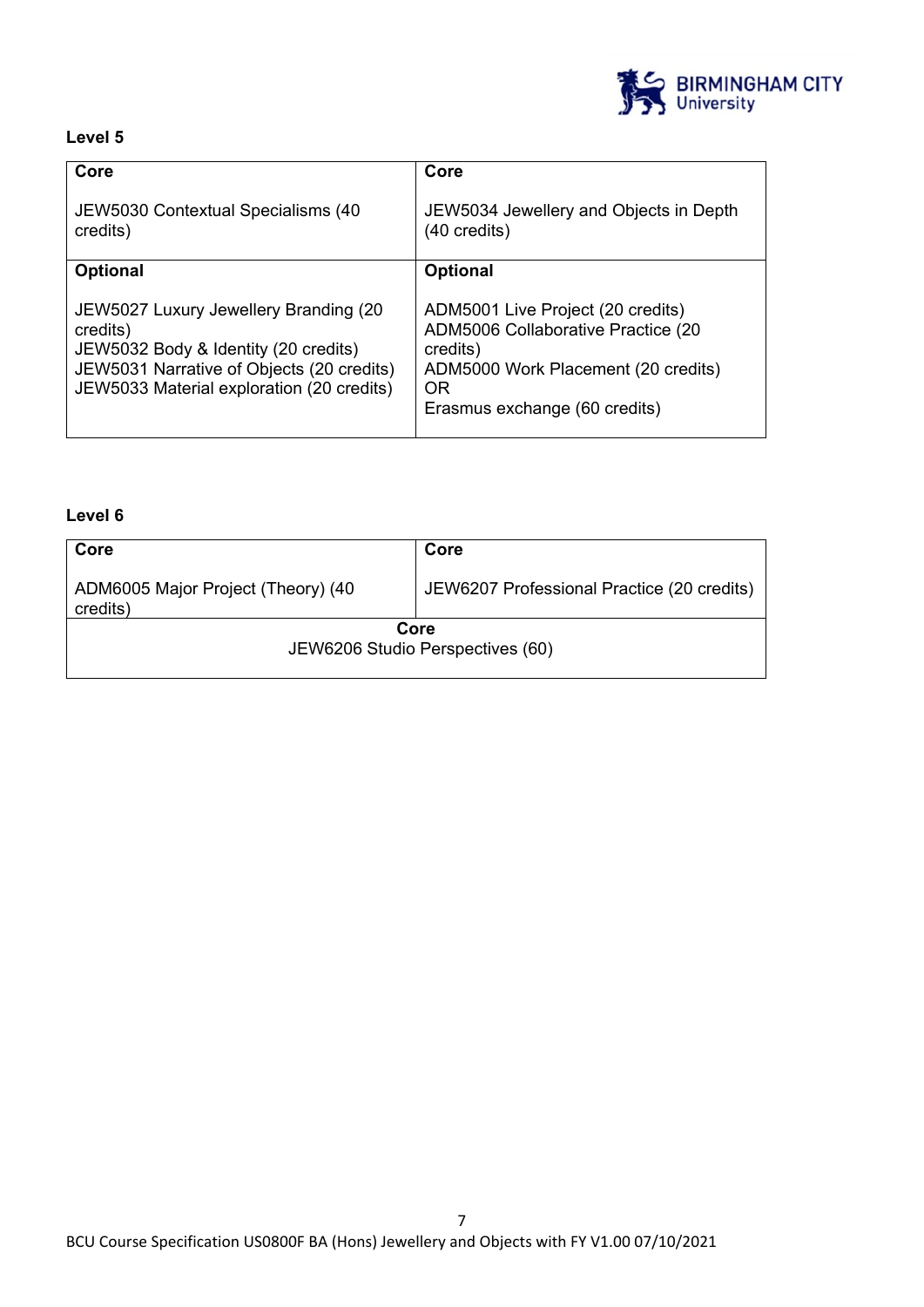**Level 5**

| Core | Core |
|---|---|
| JEW5030 Contextual Specialisms (40 credits) | JEW5034 Jewellery and Objects in Depth (40 credits) |
| **Optional** | **Optional** |
| JEW5027 Luxury Jewellery Branding (20 credits)<br>JEW5032 Body & Identity (20 credits)<br>JEW5031 Narrative of Objects (20 credits)<br>JEW5033 Material exploration (20 credits) | ADM5001 Live Project (20 credits)<br>ADM5006 Collaborative Practice (20 credits)<br>ADM5000 Work Placement (20 credits)<br>OR<br>Erasmus exchange (60 credits) |

**Level 6**

| Core | Core |
|---|---|
| ADM6005 Major Project (Theory) (40 credits) | JEW6207 Professional Practice (20 credits) |
| **Core**<br>JEW6206 Studio Perspectives (60) | |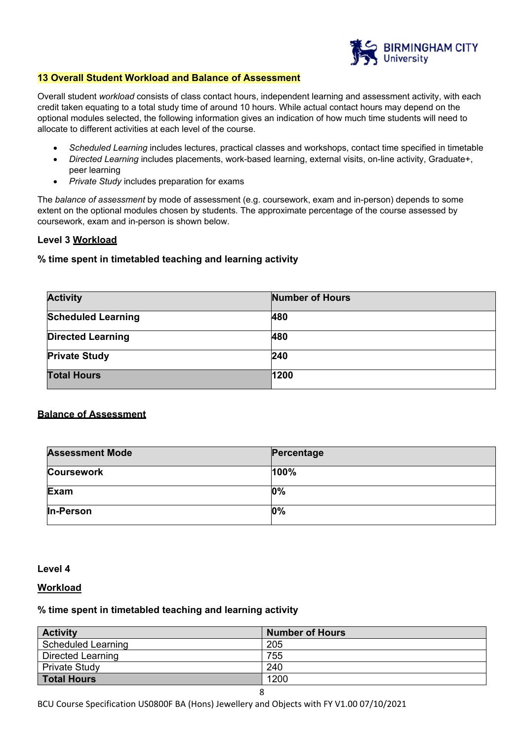## 13 Overall Student Workload and Balance of Assessment

Overall student *workload* consists of class contact hours, independent learning and assessment activity, with each credit taken equating to a total study time of around 10 hours. While actual contact hours may depend on the optional modules selected, the following information gives an indication of how much time students will need to allocate to different activities at each level of the course.

- *Scheduled Learning* includes lectures, practical classes and workshops, contact time specified in timetable
- *Directed Learning* includes placements, work-based learning, external visits, on-line activity, Graduate+, peer learning
- *Private Study* includes preparation for exams

The *balance of assessment* by mode of assessment (e.g. coursework, exam and in-person) depends to some extent on the optional modules chosen by students. The approximate percentage of the course assessed by coursework, exam and in-person is shown below.

### Level 3 Workload

**% time spent in timetabled teaching and learning activity**

| Activity | Number of Hours |
|---|---|
| **Scheduled Learning** | **480** |
| **Directed Learning** | **480** |
| **Private Study** | **240** |
| **Total Hours** | **1200** |

**Balance of Assessment**

| Assessment Mode | Percentage |
|---|---|
| **Coursework** | **100%** |
| **Exam** | **0%** |
| **In-Person** | **0%** |

### Level 4

**Workload**

**% time spent in timetabled teaching and learning activity**

| Activity | Number of Hours |
|---|---|
| Scheduled Learning | 205 |
| Directed Learning | 755 |
| Private Study | 240 |
| **Total Hours** | 1200 |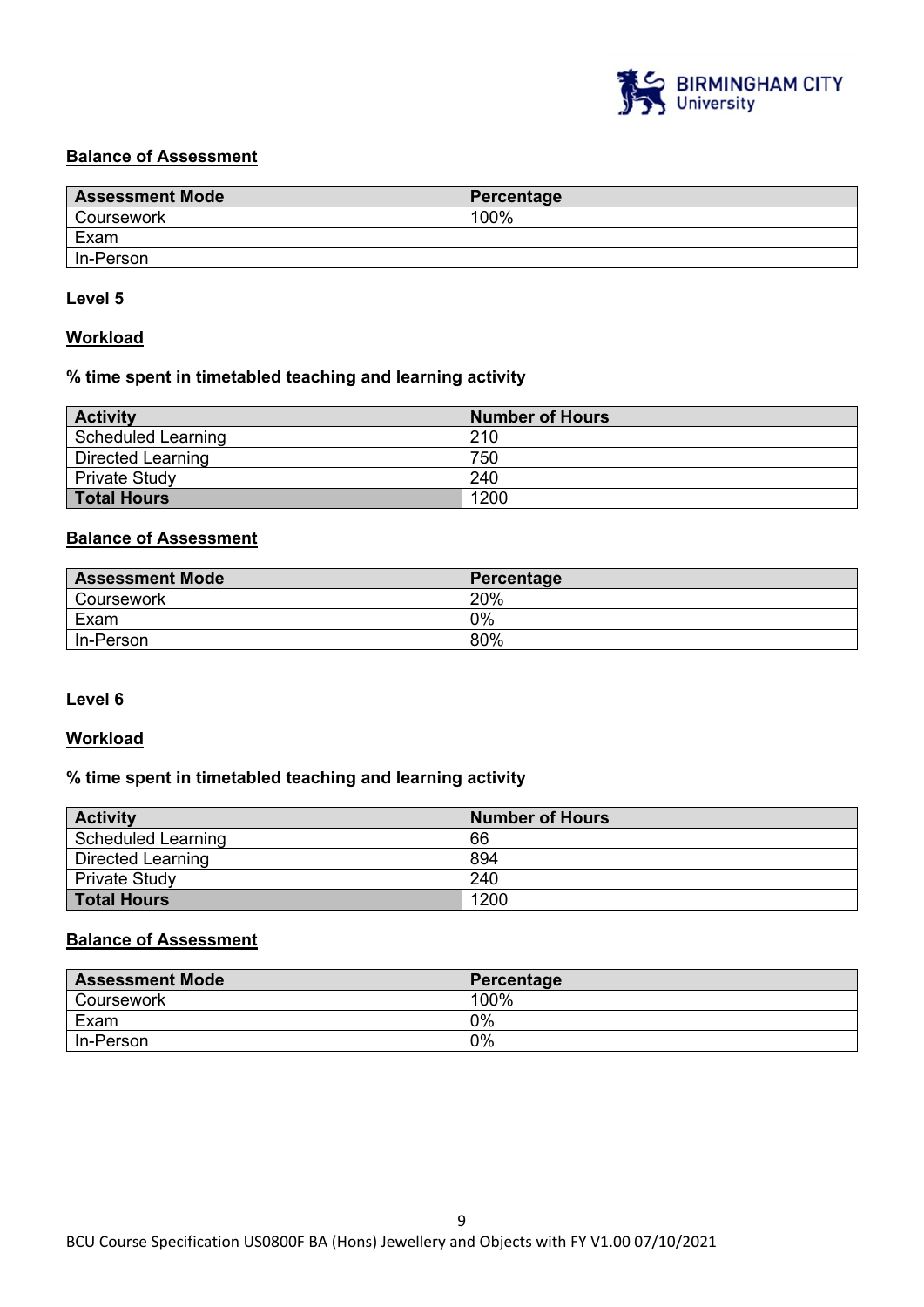## Balance of Assessment

| Assessment Mode | Percentage |
|---|---|
| Coursework | 100% |
| Exam | |
| In-Person | |

**Level 5**

## Workload

**% time spent in timetabled teaching and learning activity**

| Activity | Number of Hours |
|---|---|
| Scheduled Learning | 210 |
| Directed Learning | 750 |
| Private Study | 240 |
| **Total Hours** | 1200 |

## Balance of Assessment

| Assessment Mode | Percentage |
|---|---|
| Coursework | 20% |
| Exam | 0% |
| In-Person | 80% |

**Level 6**

## Workload

**% time spent in timetabled teaching and learning activity**

| Activity | Number of Hours |
|---|---|
| Scheduled Learning | 66 |
| Directed Learning | 894 |
| Private Study | 240 |
| **Total Hours** | 1200 |

## Balance of Assessment

| Assessment Mode | Percentage |
|---|---|
| Coursework | 100% |
| Exam | 0% |
| In-Person | 0% |